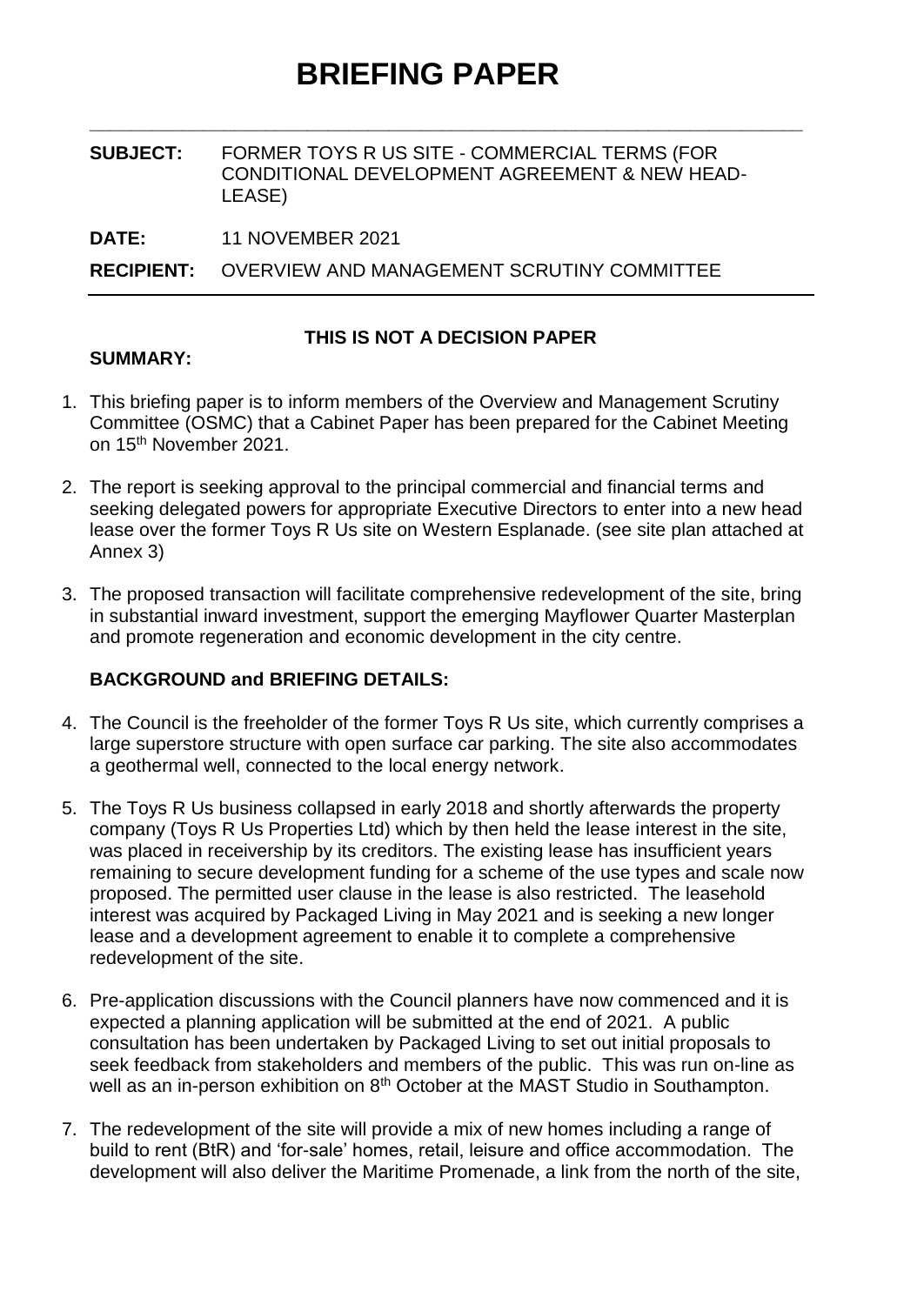# BRIEFING PAPER

| | |
|---|---|
| **SUBJECT:** | FORMER TOYS R US SITE - COMMERCIAL TERMS (FOR CONDITIONAL DEVELOPMENT AGREEMENT & NEW HEAD-LEASE) |
| **DATE:** | 11 NOVEMBER 2021 |
| **RECIPIENT:** | OVERVIEW AND MANAGEMENT SCRUTINY COMMITTEE |

**THIS IS NOT A DECISION PAPER**

**SUMMARY:**

1. This briefing paper is to inform members of the Overview and Management Scrutiny Committee (OSMC) that a Cabinet Paper has been prepared for the Cabinet Meeting on 15th November 2021.

2. The report is seeking approval to the principal commercial and financial terms and seeking delegated powers for appropriate Executive Directors to enter into a new head lease over the former Toys R Us site on Western Esplanade. (see site plan attached at Annex 3)

3. The proposed transaction will facilitate comprehensive redevelopment of the site, bring in substantial inward investment, support the emerging Mayflower Quarter Masterplan and promote regeneration and economic development in the city centre.

**BACKGROUND and BRIEFING DETAILS:**

4. The Council is the freeholder of the former Toys R Us site, which currently comprises a large superstore structure with open surface car parking. The site also accommodates a geothermal well, connected to the local energy network.

5. The Toys R Us business collapsed in early 2018 and shortly afterwards the property company (Toys R Us Properties Ltd) which by then held the lease interest in the site, was placed in receivership by its creditors. The existing lease has insufficient years remaining to secure development funding for a scheme of the use types and scale now proposed. The permitted user clause in the lease is also restricted. The leasehold interest was acquired by Packaged Living in May 2021 and is seeking a new longer lease and a development agreement to enable it to complete a comprehensive redevelopment of the site.

6. Pre-application discussions with the Council planners have now commenced and it is expected a planning application will be submitted at the end of 2021. A public consultation has been undertaken by Packaged Living to set out initial proposals to seek feedback from stakeholders and members of the public. This was run on-line as well as an in-person exhibition on 8th October at the MAST Studio in Southampton.

7. The redevelopment of the site will provide a mix of new homes including a range of build to rent (BtR) and 'for-sale' homes, retail, leisure and office accommodation. The development will also deliver the Maritime Promenade, a link from the north of the site,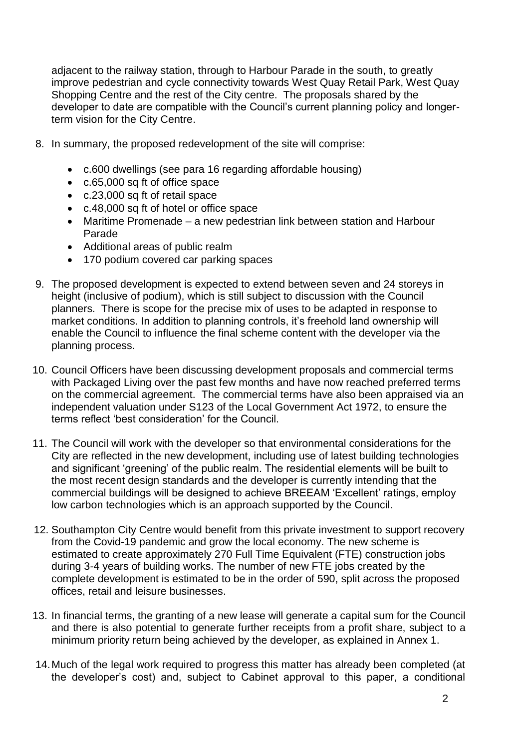adjacent to the railway station, through to Harbour Parade in the south, to greatly improve pedestrian and cycle connectivity towards West Quay Retail Park, West Quay Shopping Centre and the rest of the City centre. The proposals shared by the developer to date are compatible with the Council's current planning policy and longer-term vision for the City Centre.

8. In summary, the proposed redevelopment of the site will comprise:

   - c.600 dwellings (see para 16 regarding affordable housing)
   - c.65,000 sq ft of office space
   - c.23,000 sq ft of retail space
   - c.48,000 sq ft of hotel or office space
   - Maritime Promenade – a new pedestrian link between station and Harbour Parade
   - Additional areas of public realm
   - 170 podium covered car parking spaces

9. The proposed development is expected to extend between seven and 24 storeys in height (inclusive of podium), which is still subject to discussion with the Council planners. There is scope for the precise mix of uses to be adapted in response to market conditions. In addition to planning controls, it's freehold land ownership will enable the Council to influence the final scheme content with the developer via the planning process.

10. Council Officers have been discussing development proposals and commercial terms with Packaged Living over the past few months and have now reached preferred terms on the commercial agreement. The commercial terms have also been appraised via an independent valuation under S123 of the Local Government Act 1972, to ensure the terms reflect 'best consideration' for the Council.

11. The Council will work with the developer so that environmental considerations for the City are reflected in the new development, including use of latest building technologies and significant 'greening' of the public realm. The residential elements will be built to the most recent design standards and the developer is currently intending that the commercial buildings will be designed to achieve BREEAM 'Excellent' ratings, employ low carbon technologies which is an approach supported by the Council.

12. Southampton City Centre would benefit from this private investment to support recovery from the Covid-19 pandemic and grow the local economy. The new scheme is estimated to create approximately 270 Full Time Equivalent (FTE) construction jobs during 3-4 years of building works. The number of new FTE jobs created by the complete development is estimated to be in the order of 590, split across the proposed offices, retail and leisure businesses.

13. In financial terms, the granting of a new lease will generate a capital sum for the Council and there is also potential to generate further receipts from a profit share, subject to a minimum priority return being achieved by the developer, as explained in Annex 1.

14. Much of the legal work required to progress this matter has already been completed (at the developer's cost) and, subject to Cabinet approval to this paper, a conditional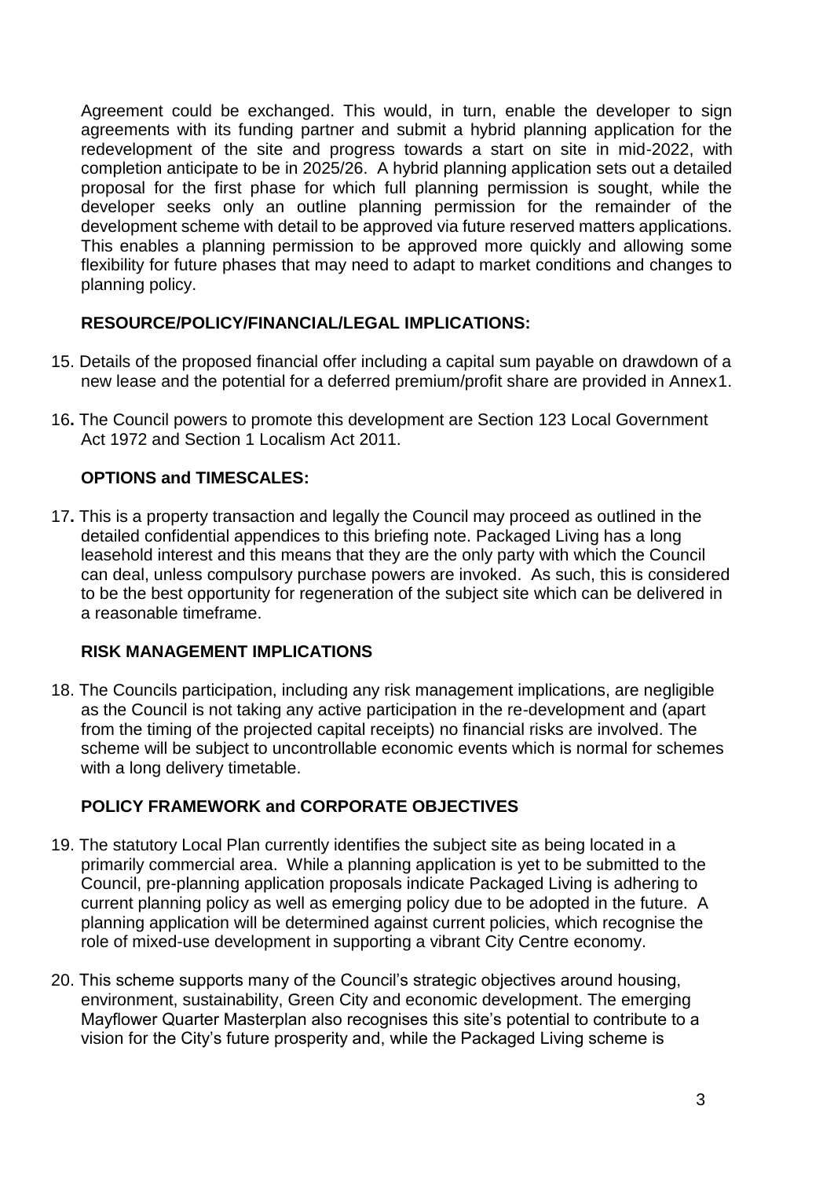Agreement could be exchanged. This would, in turn, enable the developer to sign agreements with its funding partner and submit a hybrid planning application for the redevelopment of the site and progress towards a start on site in mid-2022, with completion anticipate to be in 2025/26. A hybrid planning application sets out a detailed proposal for the first phase for which full planning permission is sought, while the developer seeks only an outline planning permission for the remainder of the development scheme with detail to be approved via future reserved matters applications. This enables a planning permission to be approved more quickly and allowing some flexibility for future phases that may need to adapt to market conditions and changes to planning policy.

**RESOURCE/POLICY/FINANCIAL/LEGAL IMPLICATIONS:**

15. Details of the proposed financial offer including a capital sum payable on drawdown of a new lease and the potential for a deferred premium/profit share are provided in Annex1.

16. The Council powers to promote this development are Section 123 Local Government Act 1972 and Section 1 Localism Act 2011.

**OPTIONS and TIMESCALES:**

17. This is a property transaction and legally the Council may proceed as outlined in the detailed confidential appendices to this briefing note. Packaged Living has a long leasehold interest and this means that they are the only party with which the Council can deal, unless compulsory purchase powers are invoked. As such, this is considered to be the best opportunity for regeneration of the subject site which can be delivered in a reasonable timeframe.

**RISK MANAGEMENT IMPLICATIONS**

18. The Councils participation, including any risk management implications, are negligible as the Council is not taking any active participation in the re-development and (apart from the timing of the projected capital receipts) no financial risks are involved. The scheme will be subject to uncontrollable economic events which is normal for schemes with a long delivery timetable.

**POLICY FRAMEWORK and CORPORATE OBJECTIVES**

19. The statutory Local Plan currently identifies the subject site as being located in a primarily commercial area. While a planning application is yet to be submitted to the Council, pre-planning application proposals indicate Packaged Living is adhering to current planning policy as well as emerging policy due to be adopted in the future. A planning application will be determined against current policies, which recognise the role of mixed-use development in supporting a vibrant City Centre economy.

20. This scheme supports many of the Council's strategic objectives around housing, environment, sustainability, Green City and economic development. The emerging Mayflower Quarter Masterplan also recognises this site's potential to contribute to a vision for the City's future prosperity and, while the Packaged Living scheme is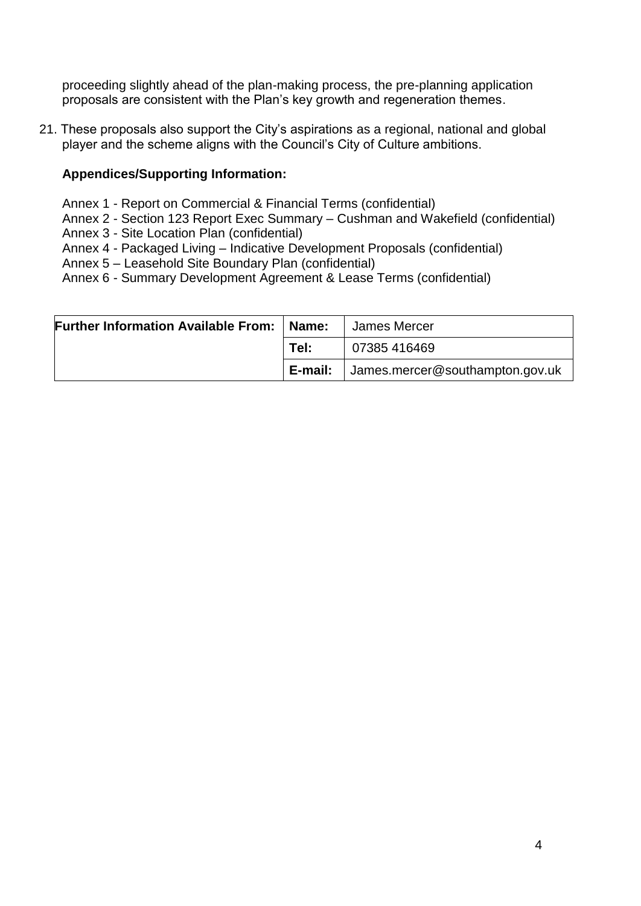proceeding slightly ahead of the plan-making process, the pre-planning application proposals are consistent with the Plan's key growth and regeneration themes.

21. These proposals also support the City's aspirations as a regional, national and global player and the scheme aligns with the Council's City of Culture ambitions.

**Appendices/Supporting Information:**

Annex 1 - Report on Commercial & Financial Terms (confidential)
Annex 2 - Section 123 Report Exec Summary – Cushman and Wakefield (confidential)
Annex 3 - Site Location Plan (confidential)
Annex 4 - Packaged Living – Indicative Development Proposals (confidential)
Annex 5 – Leasehold Site Boundary Plan (confidential)
Annex 6 - Summary Development Agreement & Lease Terms (confidential)

| | | |
|---|---|---|
| **Further Information Available From:** | **Name:** | James Mercer |
| | **Tel:** | 07385 416469 |
| | **E-mail:** | James.mercer@southampton.gov.uk |